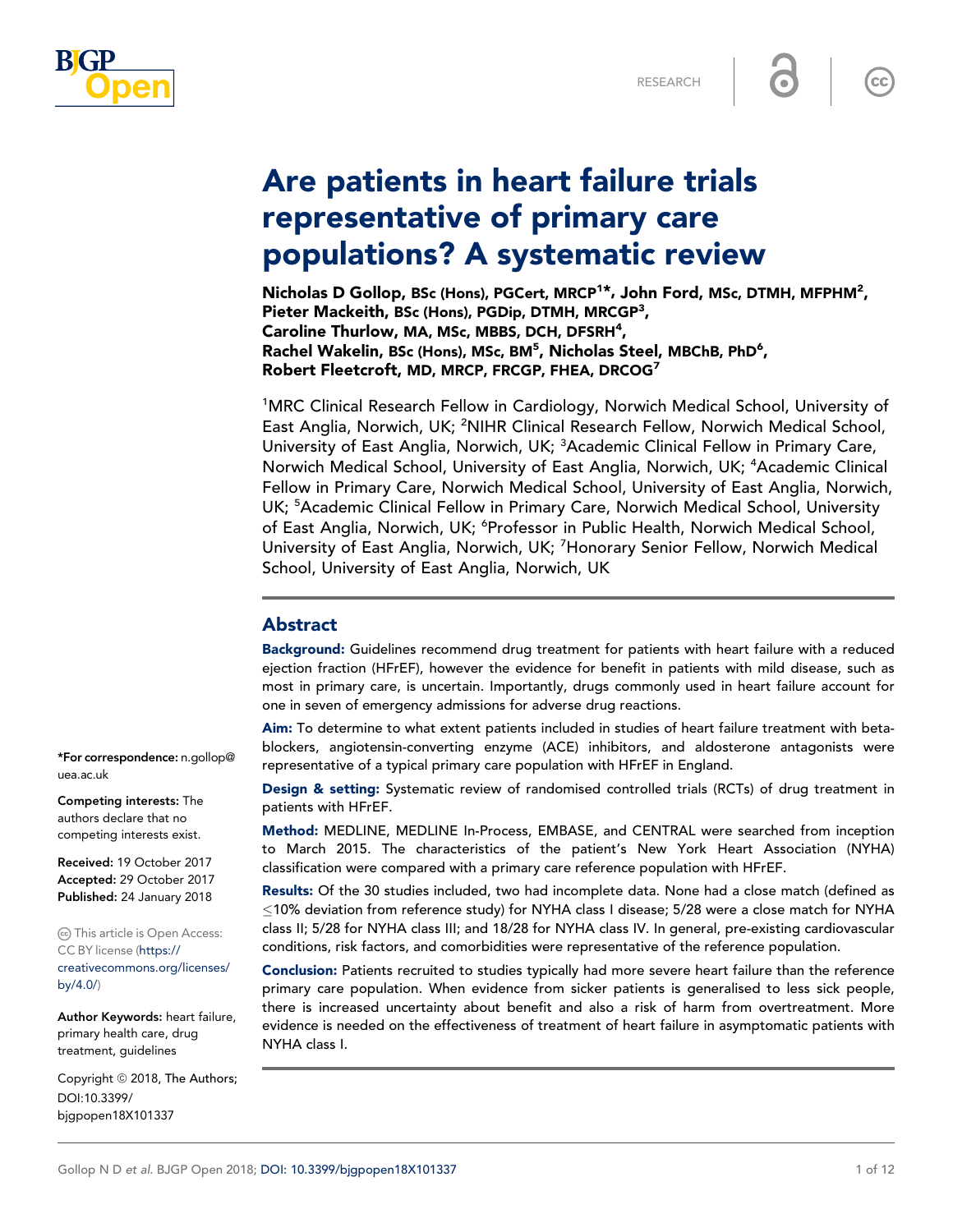# Are patients in heart failure trials representative of primary care populations? A systematic review

**Nicholas D Gollop, BSc (Hons), PGCert, MRCP[1*], John Ford, MSc, DTMH, MFPHM[2], Pieter Mackeith, BSc (Hons), PGDip, DTMH, MRCGP[3], Caroline Thurlow, MA, MSc, MBBS, DCH, DFSRH[4], Rachel Wakelin, BSc (Hons), MSc, BM[5], Nicholas Steel, MBChB, PhD[6], Robert Fleetcroft, MD, MRCP, FRCGP, FHEA, DRCOG[7]**

[1]MRC Clinical Research Fellow in Cardiology, Norwich Medical School, University of East Anglia, Norwich, UK; [2]NIHR Clinical Research Fellow, Norwich Medical School, University of East Anglia, Norwich, UK; [3]Academic Clinical Fellow in Primary Care, Norwich Medical School, University of East Anglia, Norwich, UK; [4]Academic Clinical Fellow in Primary Care, Norwich Medical School, University of East Anglia, Norwich, UK; [5]Academic Clinical Fellow in Primary Care, Norwich Medical School, University of East Anglia, Norwich, UK; [6]Professor in Public Health, Norwich Medical School, University of East Anglia, Norwich, UK; [7]Honorary Senior Fellow, Norwich Medical School, University of East Anglia, Norwich, UK

## Abstract

**Background:** Guidelines recommend drug treatment for patients with heart failure with a reduced ejection fraction (HFrEF), however the evidence for benefit in patients with mild disease, such as most in primary care, is uncertain. Importantly, drugs commonly used in heart failure account for one in seven of emergency admissions for adverse drug reactions.

**Aim:** To determine to what extent patients included in studies of heart failure treatment with beta-blockers, angiotensin-converting enzyme (ACE) inhibitors, and aldosterone antagonists were representative of a typical primary care population with HFrEF in England.

**Design & setting:** Systematic review of randomised controlled trials (RCTs) of drug treatment in patients with HFrEF.

**Method:** MEDLINE, MEDLINE In-Process, EMBASE, and CENTRAL were searched from inception to March 2015. The characteristics of the patient's New York Heart Association (NYHA) classification were compared with a primary care reference population with HFrEF.

**Results:** Of the 30 studies included, two had incomplete data. None had a close match (defined as ≤10% deviation from reference study) for NYHA class I disease; 5/28 were a close match for NYHA class II; 5/28 for NYHA class III; and 18/28 for NYHA class IV. In general, pre-existing cardiovascular conditions, risk factors, and comorbidities were representative of the reference population.

**Conclusion:** Patients recruited to studies typically had more severe heart failure than the reference primary care population. When evidence from sicker patients is generalised to less sick people, there is increased uncertainty about benefit and also a risk of harm from overtreatment. More evidence is needed on the effectiveness of treatment of heart failure in asymptomatic patients with NYHA class I.

*For correspondence: n.gollop@uea.ac.uk

**Competing interests:** The authors declare that no competing interests exist.

**Received:** 19 October 2017
**Accepted:** 29 October 2017
**Published:** 24 January 2018

This article is Open Access: CC BY license (https://creativecommons.org/licenses/by/4.0/)

**Author Keywords:** heart failure, primary health care, drug treatment, guidelines

Copyright © 2018, The Authors; DOI:10.3399/bjgpopen18X101337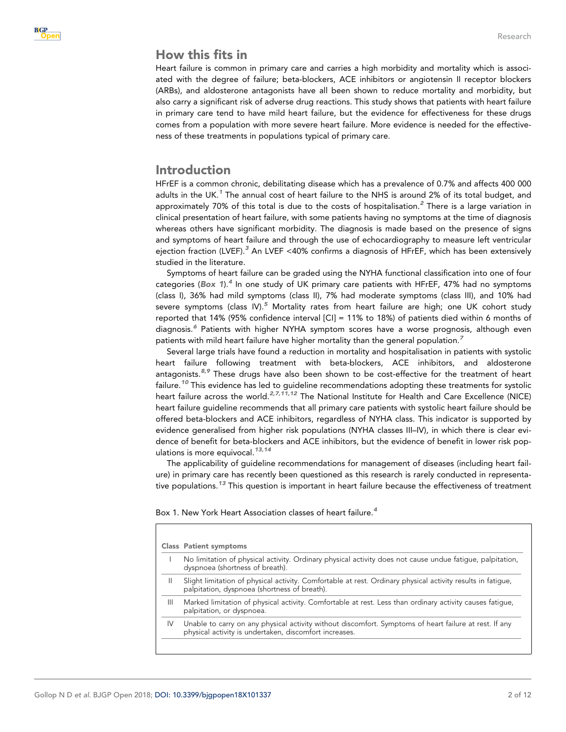## How this fits in

Heart failure is common in primary care and carries a high morbidity and mortality which is associated with the degree of failure; beta-blockers, ACE inhibitors or angiotensin II receptor blockers (ARBs), and aldosterone antagonists have all been shown to reduce mortality and morbidity, but also carry a significant risk of adverse drug reactions. This study shows that patients with heart failure in primary care tend to have mild heart failure, but the evidence for effectiveness for these drugs comes from a population with more severe heart failure. More evidence is needed for the effectiveness of these treatments in populations typical of primary care.

## Introduction

HFrEF is a common chronic, debilitating disease which has a prevalence of 0.7% and affects 400 000 adults in the UK.[1] The annual cost of heart failure to the NHS is around 2% of its total budget, and approximately 70% of this total is due to the costs of hospitalisation.[2] There is a large variation in clinical presentation of heart failure, with some patients having no symptoms at the time of diagnosis whereas others have significant morbidity. The diagnosis is made based on the presence of signs and symptoms of heart failure and through the use of echocardiography to measure left ventricular ejection fraction (LVEF).[3] An LVEF <40% confirms a diagnosis of HFrEF, which has been extensively studied in the literature.

Symptoms of heart failure can be graded using the NYHA functional classification into one of four categories (*Box 1*).[4] In one study of UK primary care patients with HFrEF, 47% had no symptoms (class I), 36% had mild symptoms (class II), 7% had moderate symptoms (class III), and 10% had severe symptoms (class IV).[5] Mortality rates from heart failure are high; one UK cohort study reported that 14% (95% confidence interval [CI] = 11% to 18%) of patients died within 6 months of diagnosis.[6] Patients with higher NYHA symptom scores have a worse prognosis, although even patients with mild heart failure have higher mortality than the general population.[7]

Several large trials have found a reduction in mortality and hospitalisation in patients with systolic heart failure following treatment with beta-blockers, ACE inhibitors, and aldosterone antagonists.[8,9] These drugs have also been shown to be cost-effective for the treatment of heart failure.[10] This evidence has led to guideline recommendations adopting these treatments for systolic heart failure across the world.[2,7,11,12] The National Institute for Health and Care Excellence (NICE) heart failure guideline recommends that all primary care patients with systolic heart failure should be offered beta-blockers and ACE inhibitors, regardless of NYHA class. This indicator is supported by evidence generalised from higher risk populations (NYHA classes III–IV), in which there is clear evidence of benefit for beta-blockers and ACE inhibitors, but the evidence of benefit in lower risk populations is more equivocal.[13,14]

The applicability of guideline recommendations for management of diseases (including heart failure) in primary care has recently been questioned as this research is rarely conducted in representative populations.[13] This question is important in heart failure because the effectiveness of treatment

Box 1. New York Heart Association classes of heart failure.[4]

| Class | Patient symptoms |
|---|---|
| I | No limitation of physical activity. Ordinary physical activity does not cause undue fatigue, palpitation, dyspnoea (shortness of breath). |
| II | Slight limitation of physical activity. Comfortable at rest. Ordinary physical activity results in fatigue, palpitation, dyspnoea (shortness of breath). |
| III | Marked limitation of physical activity. Comfortable at rest. Less than ordinary activity causes fatigue, palpitation, or dyspnoea. |
| IV | Unable to carry on any physical activity without discomfort. Symptoms of heart failure at rest. If any physical activity is undertaken, discomfort increases. |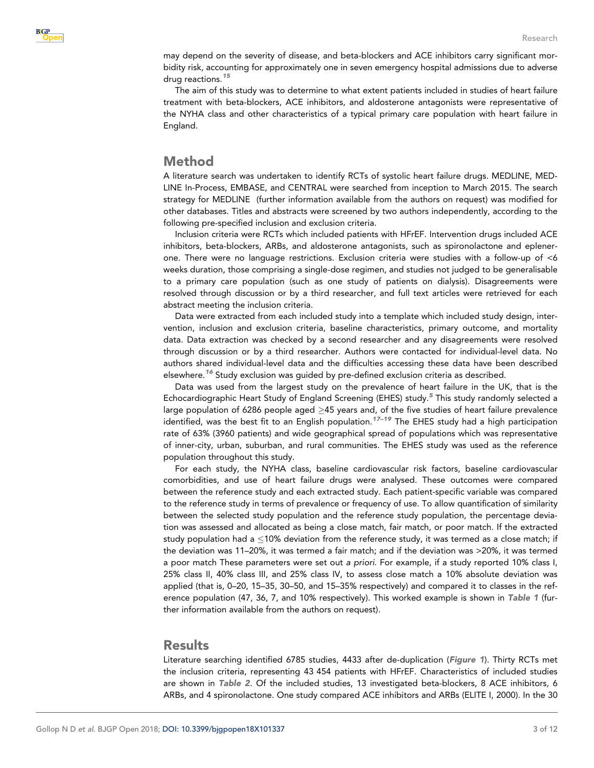may depend on the severity of disease, and beta-blockers and ACE inhibitors carry significant morbidity risk, accounting for approximately one in seven emergency hospital admissions due to adverse drug reactions.[15]

The aim of this study was to determine to what extent patients included in studies of heart failure treatment with beta-blockers, ACE inhibitors, and aldosterone antagonists were representative of the NYHA class and other characteristics of a typical primary care population with heart failure in England.

## Method

A literature search was undertaken to identify RCTs of systolic heart failure drugs. MEDLINE, MEDLINE In-Process, EMBASE, and CENTRAL were searched from inception to March 2015. The search strategy for MEDLINE (further information available from the authors on request) was modified for other databases. Titles and abstracts were screened by two authors independently, according to the following pre-specified inclusion and exclusion criteria.

Inclusion criteria were RCTs which included patients with HFrEF. Intervention drugs included ACE inhibitors, beta-blockers, ARBs, and aldosterone antagonists, such as spironolactone and eplenerone. There were no language restrictions. Exclusion criteria were studies with a follow-up of <6 weeks duration, those comprising a single-dose regimen, and studies not judged to be generalisable to a primary care population (such as one study of patients on dialysis). Disagreements were resolved through discussion or by a third researcher, and full text articles were retrieved for each abstract meeting the inclusion criteria.

Data were extracted from each included study into a template which included study design, intervention, inclusion and exclusion criteria, baseline characteristics, primary outcome, and mortality data. Data extraction was checked by a second researcher and any disagreements were resolved through discussion or by a third researcher. Authors were contacted for individual-level data. No authors shared individual-level data and the difficulties accessing these data have been described elsewhere.[16] Study exclusion was guided by pre-defined exclusion criteria as described.

Data was used from the largest study on the prevalence of heart failure in the UK, that is the Echocardiographic Heart Study of England Screening (EHES) study.[5] This study randomly selected a large population of 6286 people aged ≥45 years and, of the five studies of heart failure prevalence identified, was the best fit to an English population.[17–19] The EHES study had a high participation rate of 63% (3960 patients) and wide geographical spread of populations which was representative of inner-city, urban, suburban, and rural communities. The EHES study was used as the reference population throughout this study.

For each study, the NYHA class, baseline cardiovascular risk factors, baseline cardiovascular comorbidities, and use of heart failure drugs were analysed. These outcomes were compared between the reference study and each extracted study. Each patient-specific variable was compared to the reference study in terms of prevalence or frequency of use. To allow quantification of similarity between the selected study population and the reference study population, the percentage deviation was assessed and allocated as being a close match, fair match, or poor match. If the extracted study population had a ≤10% deviation from the reference study, it was termed as a close match; if the deviation was 11–20%, it was termed a fair match; and if the deviation was >20%, it was termed a poor match These parameters were set out *a priori*. For example, if a study reported 10% class I, 25% class II, 40% class III, and 25% class IV, to assess close match a 10% absolute deviation was applied (that is, 0–20, 15–35, 30–50, and 15–35% respectively) and compared it to classes in the reference population (47, 36, 7, and 10% respectively). This worked example is shown in **Table 1** (further information available from the authors on request).

## Results

Literature searching identified 6785 studies, 4433 after de-duplication (**Figure 1**). Thirty RCTs met the inclusion criteria, representing 43 454 patients with HFrEF. Characteristics of included studies are shown in **Table 2**. Of the included studies, 13 investigated beta-blockers, 8 ACE inhibitors, 6 ARBs, and 4 spironolactone. One study compared ACE inhibitors and ARBs (ELITE I, 2000). In the 30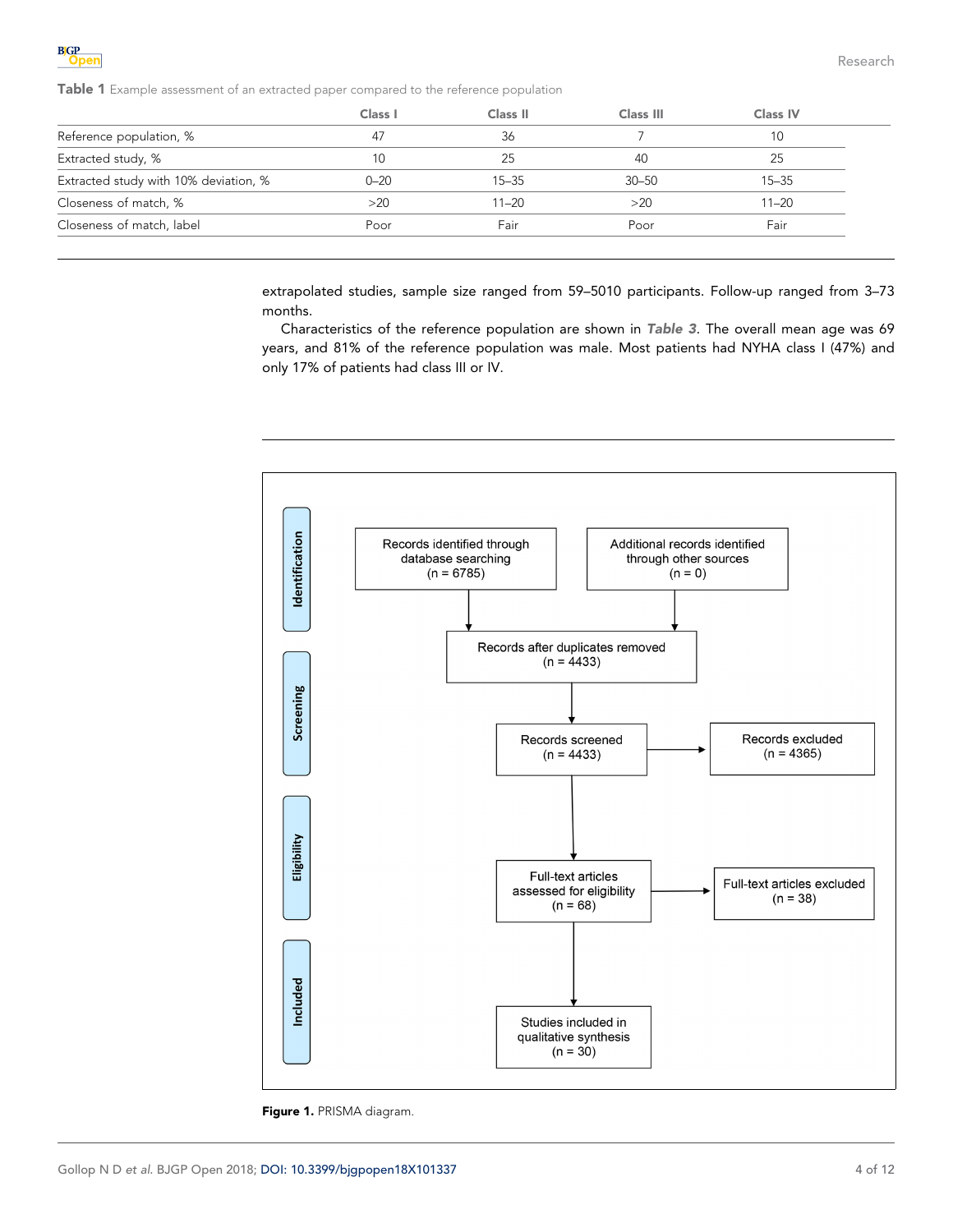**Table 1** Example assessment of an extracted paper compared to the reference population

| | Class I | Class II | Class III | Class IV |
|---|---|---|---|---|
| Reference population, % | 47 | 36 | 7 | 10 |
| Extracted study, % | 10 | 25 | 40 | 25 |
| Extracted study with 10% deviation, % | 0–20 | 15–35 | 30–50 | 15–35 |
| Closeness of match, % | >20 | 11–20 | >20 | 11–20 |
| Closeness of match, label | Poor | Fair | Poor | Fair |

extrapolated studies, sample size ranged from 59–5010 participants. Follow-up ranged from 3–73 months.

Characteristics of the reference population are shown in ***Table 3***. The overall mean age was 69 years, and 81% of the reference population was male. Most patients had NYHA class I (47%) and only 17% of patients had class III or IV.

Identification

Records identified through database searching (n = 6785)

Additional records identified through other sources (n = 0)

Records after duplicates removed (n = 4433)

Screening

Records screened (n = 4433)

Records excluded (n = 4365)

Eligibility

Full-text articles assessed for eligibility (n = 68)

Full-text articles excluded (n = 38)

Included

Studies included in qualitative synthesis (n = 30)

**Figure 1.** PRISMA diagram.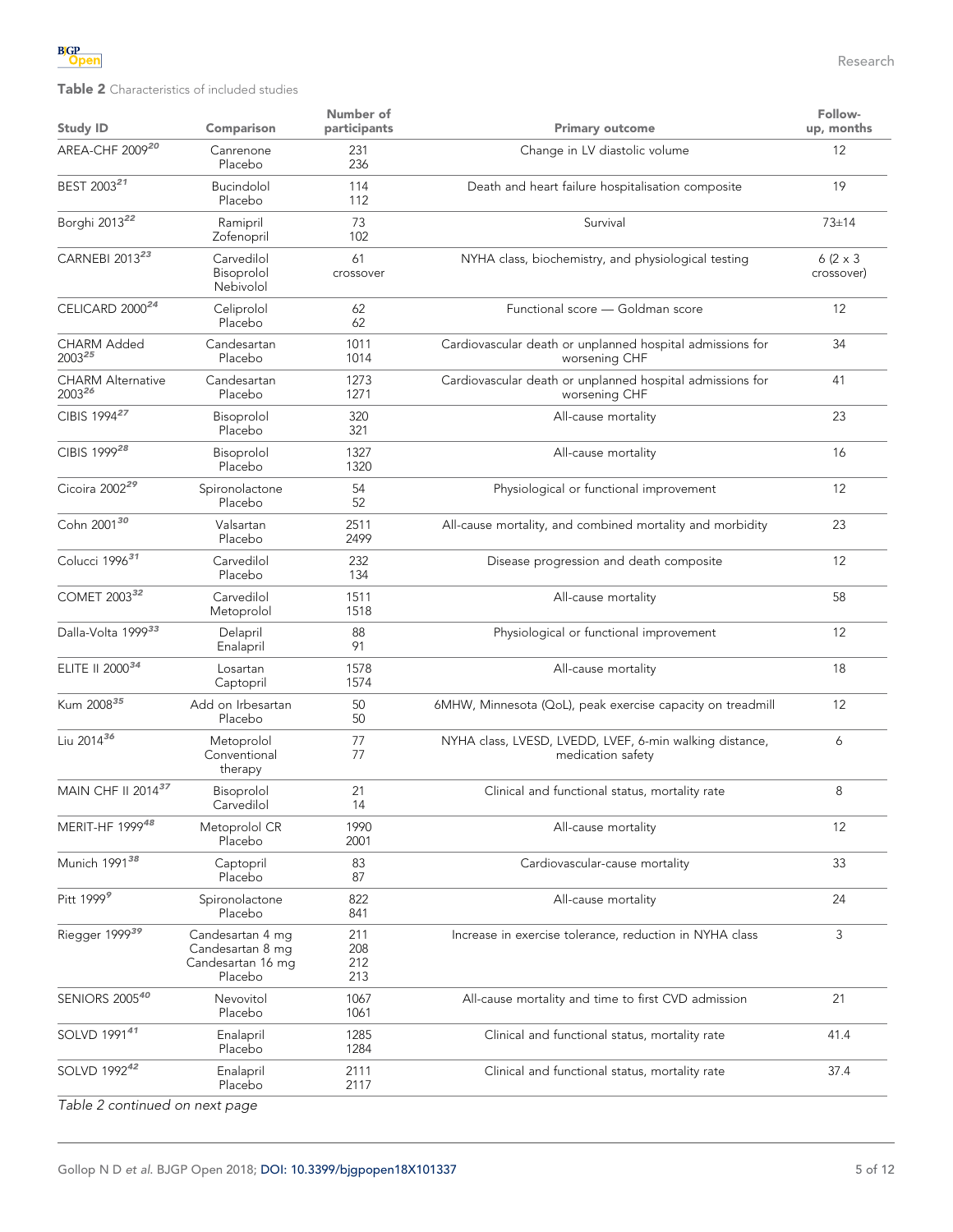**Table 2** Characteristics of included studies

| Study ID | Comparison | Number of participants | Primary outcome | Follow-up, months |
|---|---|---|---|---|
| AREA-CHF 2009[20] | Canrenone<br>Placebo | 231<br>236 | Change in LV diastolic volume | 12 |
| BEST 2003[21] | Bucindolol<br>Placebo | 114<br>112 | Death and heart failure hospitalisation composite | 19 |
| Borghi 2013[22] | Ramipril<br>Zofenopril | 73<br>102 | Survival | 73±14 |
| CARNEBI 2013[23] | Carvedilol<br>Bisoprolol<br>Nebivolol | 61<br>crossover | NYHA class, biochemistry, and physiological testing | 6 (2 x 3 crossover) |
| CELICARD 2000[24] | Celiprolol<br>Placebo | 62<br>62 | Functional score — Goldman score | 12 |
| CHARM Added 2003[25] | Candesartan<br>Placebo | 1011<br>1014 | Cardiovascular death or unplanned hospital admissions for worsening CHF | 34 |
| CHARM Alternative 2003[26] | Candesartan<br>Placebo | 1273<br>1271 | Cardiovascular death or unplanned hospital admissions for worsening CHF | 41 |
| CIBIS 1994[27] | Bisoprolol<br>Placebo | 320<br>321 | All-cause mortality | 23 |
| CIBIS 1999[28] | Bisoprolol<br>Placebo | 1327<br>1320 | All-cause mortality | 16 |
| Cicoira 2002[29] | Spironolactone<br>Placebo | 54<br>52 | Physiological or functional improvement | 12 |
| Cohn 2001[30] | Valsartan<br>Placebo | 2511<br>2499 | All-cause mortality, and combined mortality and morbidity | 23 |
| Colucci 1996[31] | Carvedilol<br>Placebo | 232<br>134 | Disease progression and death composite | 12 |
| COMET 2003[32] | Carvedilol<br>Metoprolol | 1511<br>1518 | All-cause mortality | 58 |
| Dalla-Volta 1999[33] | Delapril<br>Enalapril | 88<br>91 | Physiological or functional improvement | 12 |
| ELITE II 2000[34] | Losartan<br>Captopril | 1578<br>1574 | All-cause mortality | 18 |
| Kum 2008[35] | Add on Irbesartan<br>Placebo | 50<br>50 | 6MHW, Minnesota (QoL), peak exercise capacity on treadmill | 12 |
| Liu 2014[36] | Metoprolol<br>Conventional therapy | 77<br>77 | NYHA class, LVESD, LVEDD, LVEF, 6-min walking distance, medication safety | 6 |
| MAIN CHF II 2014[37] | Bisoprolol<br>Carvedilol | 21<br>14 | Clinical and functional status, mortality rate | 8 |
| MERIT-HF 1999[48] | Metoprolol CR<br>Placebo | 1990<br>2001 | All-cause mortality | 12 |
| Munich 1991[38] | Captopril<br>Placebo | 83<br>87 | Cardiovascular-cause mortality | 33 |
| Pitt 1999[9] | Spironolactone<br>Placebo | 822<br>841 | All-cause mortality | 24 |
| Riegger 1999[39] | Candesartan 4 mg<br>Candesartan 8 mg<br>Candesartan 16 mg<br>Placebo | 211<br>208<br>212<br>213 | Increase in exercise tolerance, reduction in NYHA class | 3 |
| SENIORS 2005[40] | Nevovitol<br>Placebo | 1067<br>1061 | All-cause mortality and time to first CVD admission | 21 |
| SOLVD 1991[41] | Enalapril<br>Placebo | 1285<br>1284 | Clinical and functional status, mortality rate | 41.4 |
| SOLVD 1992[42] | Enalapril<br>Placebo | 2111<br>2117 | Clinical and functional status, mortality rate | 37.4 |

*Table 2 continued on next page*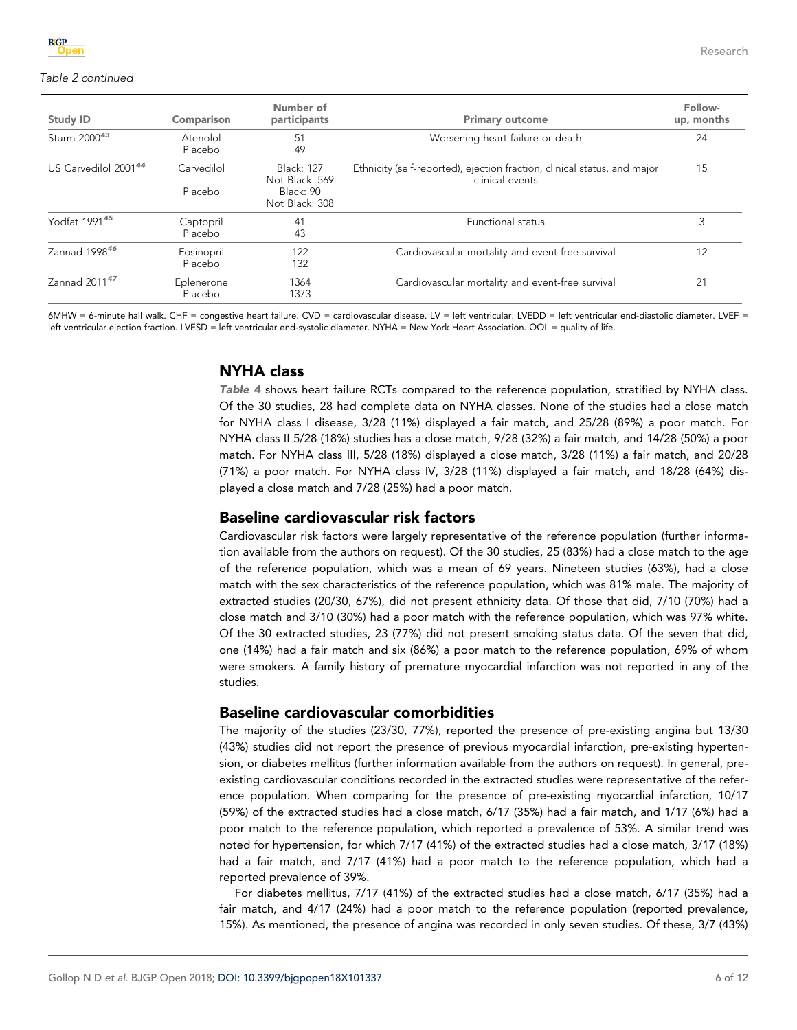*Table 2 continued*

| Study ID | Comparison | Number of participants | Primary outcome | Follow-up, months |
|---|---|---|---|---|
| Sturm 2000[43] | Atenolol<br>Placebo | 51<br>49 | Worsening heart failure or death | 24 |
| US Carvedilol 2001[44] | Carvedilol<br><br>Placebo | Black: 127<br>Not Black: 569<br>Black: 90<br>Not Black: 308 | Ethnicity (self-reported), ejection fraction, clinical status, and major clinical events | 15 |
| Yodfat 1991[45] | Captopril<br>Placebo | 41<br>43 | Functional status | 3 |
| Zannad 1998[46] | Fosinopril<br>Placebo | 122<br>132 | Cardiovascular mortality and event-free survival | 12 |
| Zannad 2011[47] | Eplenerone<br>Placebo | 1364<br>1373 | Cardiovascular mortality and event-free survival | 21 |

6MHW = 6-minute hall walk. CHF = congestive heart failure. CVD = cardiovascular disease. LV = left ventricular. LVEDD = left ventricular end-diastolic diameter. LVEF = left ventricular ejection fraction. LVESD = left ventricular end-systolic diameter. NYHA = New York Heart Association. QOL = quality of life.

## NYHA class

*Table 4* shows heart failure RCTs compared to the reference population, stratified by NYHA class. Of the 30 studies, 28 had complete data on NYHA classes. None of the studies had a close match for NYHA class I disease, 3/28 (11%) displayed a fair match, and 25/28 (89%) a poor match. For NYHA class II 5/28 (18%) studies has a close match, 9/28 (32%) a fair match, and 14/28 (50%) a poor match. For NYHA class III, 5/28 (18%) displayed a close match, 3/28 (11%) a fair match, and 20/28 (71%) a poor match. For NYHA class IV, 3/28 (11%) displayed a fair match, and 18/28 (64%) displayed a close match and 7/28 (25%) had a poor match.

## Baseline cardiovascular risk factors

Cardiovascular risk factors were largely representative of the reference population (further information available from the authors on request). Of the 30 studies, 25 (83%) had a close match to the age of the reference population, which was a mean of 69 years. Nineteen studies (63%), had a close match with the sex characteristics of the reference population, which was 81% male. The majority of extracted studies (20/30, 67%), did not present ethnicity data. Of those that did, 7/10 (70%) had a close match and 3/10 (30%) had a poor match with the reference population, which was 97% white. Of the 30 extracted studies, 23 (77%) did not present smoking status data. Of the seven that did, one (14%) had a fair match and six (86%) a poor match to the reference population, 69% of whom were smokers. A family history of premature myocardial infarction was not reported in any of the studies.

## Baseline cardiovascular comorbidities

The majority of the studies (23/30, 77%), reported the presence of pre-existing angina but 13/30 (43%) studies did not report the presence of previous myocardial infarction, pre-existing hypertension, or diabetes mellitus (further information available from the authors on request). In general, pre-existing cardiovascular conditions recorded in the extracted studies were representative of the reference population. When comparing for the presence of pre-existing myocardial infarction, 10/17 (59%) of the extracted studies had a close match, 6/17 (35%) had a fair match, and 1/17 (6%) had a poor match to the reference population, which reported a prevalence of 53%. A similar trend was noted for hypertension, for which 7/17 (41%) of the extracted studies had a close match, 3/17 (18%) had a fair match, and 7/17 (41%) had a poor match to the reference population, which had a reported prevalence of 39%.

For diabetes mellitus, 7/17 (41%) of the extracted studies had a close match, 6/17 (35%) had a fair match, and 4/17 (24%) had a poor match to the reference population (reported prevalence, 15%). As mentioned, the presence of angina was recorded in only seven studies. Of these, 3/7 (43%)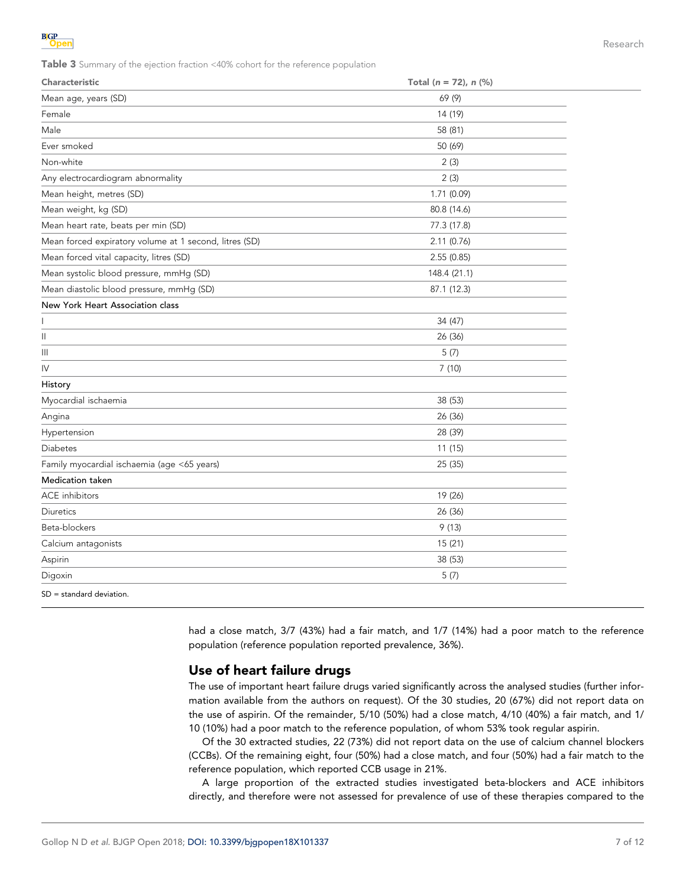**Table 3** Summary of the ejection fraction <40% cohort for the reference population

| Characteristic | Total (*n* = 72), *n* (%) |
| --- | --- |
| Mean age, years (SD) | 69 (9) |
| Female | 14 (19) |
| Male | 58 (81) |
| Ever smoked | 50 (69) |
| Non-white | 2 (3) |
| Any electrocardiogram abnormality | 2 (3) |
| Mean height, metres (SD) | 1.71 (0.09) |
| Mean weight, kg (SD) | 80.8 (14.6) |
| Mean heart rate, beats per min (SD) | 77.3 (17.8) |
| Mean forced expiratory volume at 1 second, litres (SD) | 2.11 (0.76) |
| Mean forced vital capacity, litres (SD) | 2.55 (0.85) |
| Mean systolic blood pressure, mmHg (SD) | 148.4 (21.1) |
| Mean diastolic blood pressure, mmHg (SD) | 87.1 (12.3) |
| New York Heart Association class | |
| I | 34 (47) |
| II | 26 (36) |
| III | 5 (7) |
| IV | 7 (10) |
| History | |
| Myocardial ischaemia | 38 (53) |
| Angina | 26 (36) |
| Hypertension | 28 (39) |
| Diabetes | 11 (15) |
| Family myocardial ischaemia (age <65 years) | 25 (35) |
| Medication taken | |
| ACE inhibitors | 19 (26) |
| Diuretics | 26 (36) |
| Beta-blockers | 9 (13) |
| Calcium antagonists | 15 (21) |
| Aspirin | 38 (53) |
| Digoxin | 5 (7) |

SD = standard deviation.

had a close match, 3/7 (43%) had a fair match, and 1/7 (14%) had a poor match to the reference population (reference population reported prevalence, 36%).

## Use of heart failure drugs

The use of important heart failure drugs varied significantly across the analysed studies (further information available from the authors on request). Of the 30 studies, 20 (67%) did not report data on the use of aspirin. Of the remainder, 5/10 (50%) had a close match, 4/10 (40%) a fair match, and 1/10 (10%) had a poor match to the reference population, of whom 53% took regular aspirin.

Of the 30 extracted studies, 22 (73%) did not report data on the use of calcium channel blockers (CCBs). Of the remaining eight, four (50%) had a close match, and four (50%) had a fair match to the reference population, which reported CCB usage in 21%.

A large proportion of the extracted studies investigated beta-blockers and ACE inhibitors directly, and therefore were not assessed for prevalence of use of these therapies compared to the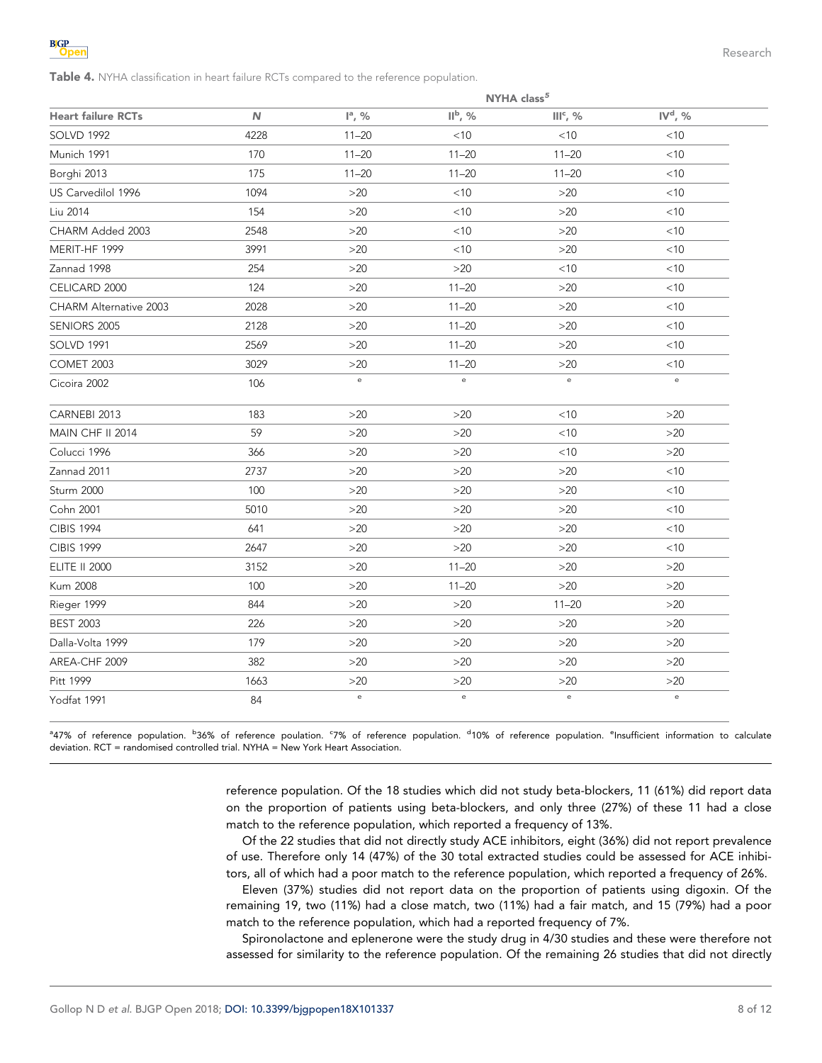**Table 4.** NYHA classification in heart failure RCTs compared to the reference population.

| | | NYHA class[5] | | | |
|---|---|---|---|---|---|
| Heart failure RCTs | *N* | I[a], % | II[b], % | III[c], % | IV[d], % |
| SOLVD 1992 | 4228 | 11–20 | <10 | <10 | <10 |
| Munich 1991 | 170 | 11–20 | 11–20 | 11–20 | <10 |
| Borghi 2013 | 175 | 11–20 | 11–20 | 11–20 | <10 |
| US Carvedilol 1996 | 1094 | >20 | <10 | >20 | <10 |
| Liu 2014 | 154 | >20 | <10 | >20 | <10 |
| CHARM Added 2003 | 2548 | >20 | <10 | >20 | <10 |
| MERIT-HF 1999 | 3991 | >20 | <10 | >20 | <10 |
| Zannad 1998 | 254 | >20 | >20 | <10 | <10 |
| CELICARD 2000 | 124 | >20 | 11–20 | >20 | <10 |
| CHARM Alternative 2003 | 2028 | >20 | 11–20 | >20 | <10 |
| SENIORS 2005 | 2128 | >20 | 11–20 | >20 | <10 |
| SOLVD 1991 | 2569 | >20 | 11–20 | >20 | <10 |
| COMET 2003 | 3029 | >20 | 11–20 | >20 | <10 |
| Cicoira 2002 | 106 | e | e | e | e |
| CARNEBI 2013 | 183 | >20 | >20 | <10 | >20 |
| MAIN CHF II 2014 | 59 | >20 | >20 | <10 | >20 |
| Colucci 1996 | 366 | >20 | >20 | <10 | >20 |
| Zannad 2011 | 2737 | >20 | >20 | >20 | <10 |
| Sturm 2000 | 100 | >20 | >20 | >20 | <10 |
| Cohn 2001 | 5010 | >20 | >20 | >20 | <10 |
| CIBIS 1994 | 641 | >20 | >20 | >20 | <10 |
| CIBIS 1999 | 2647 | >20 | >20 | >20 | <10 |
| ELITE II 2000 | 3152 | >20 | 11–20 | >20 | >20 |
| Kum 2008 | 100 | >20 | 11–20 | >20 | >20 |
| Rieger 1999 | 844 | >20 | >20 | 11–20 | >20 |
| BEST 2003 | 226 | >20 | >20 | >20 | >20 |
| Dalla-Volta 1999 | 179 | >20 | >20 | >20 | >20 |
| AREA-CHF 2009 | 382 | >20 | >20 | >20 | >20 |
| Pitt 1999 | 1663 | >20 | >20 | >20 | >20 |
| Yodfat 1991 | 84 | e | e | e | e |

[a]47% of reference population. [b]36% of reference poulation. [c]7% of reference population. [d]10% of reference population. [e]Insufficient information to calculate deviation. RCT = randomised controlled trial. NYHA = New York Heart Association.

reference population. Of the 18 studies which did not study beta-blockers, 11 (61%) did report data on the proportion of patients using beta-blockers, and only three (27%) of these 11 had a close match to the reference population, which reported a frequency of 13%.

Of the 22 studies that did not directly study ACE inhibitors, eight (36%) did not report prevalence of use. Therefore only 14 (47%) of the 30 total extracted studies could be assessed for ACE inhibitors, all of which had a poor match to the reference population, which reported a frequency of 26%.

Eleven (37%) studies did not report data on the proportion of patients using digoxin. Of the remaining 19, two (11%) had a close match, two (11%) had a fair match, and 15 (79%) had a poor match to the reference population, which had a reported frequency of 7%.

Spironolactone and eplenerone were the study drug in 4/30 studies and these were therefore not assessed for similarity to the reference population. Of the remaining 26 studies that did not directly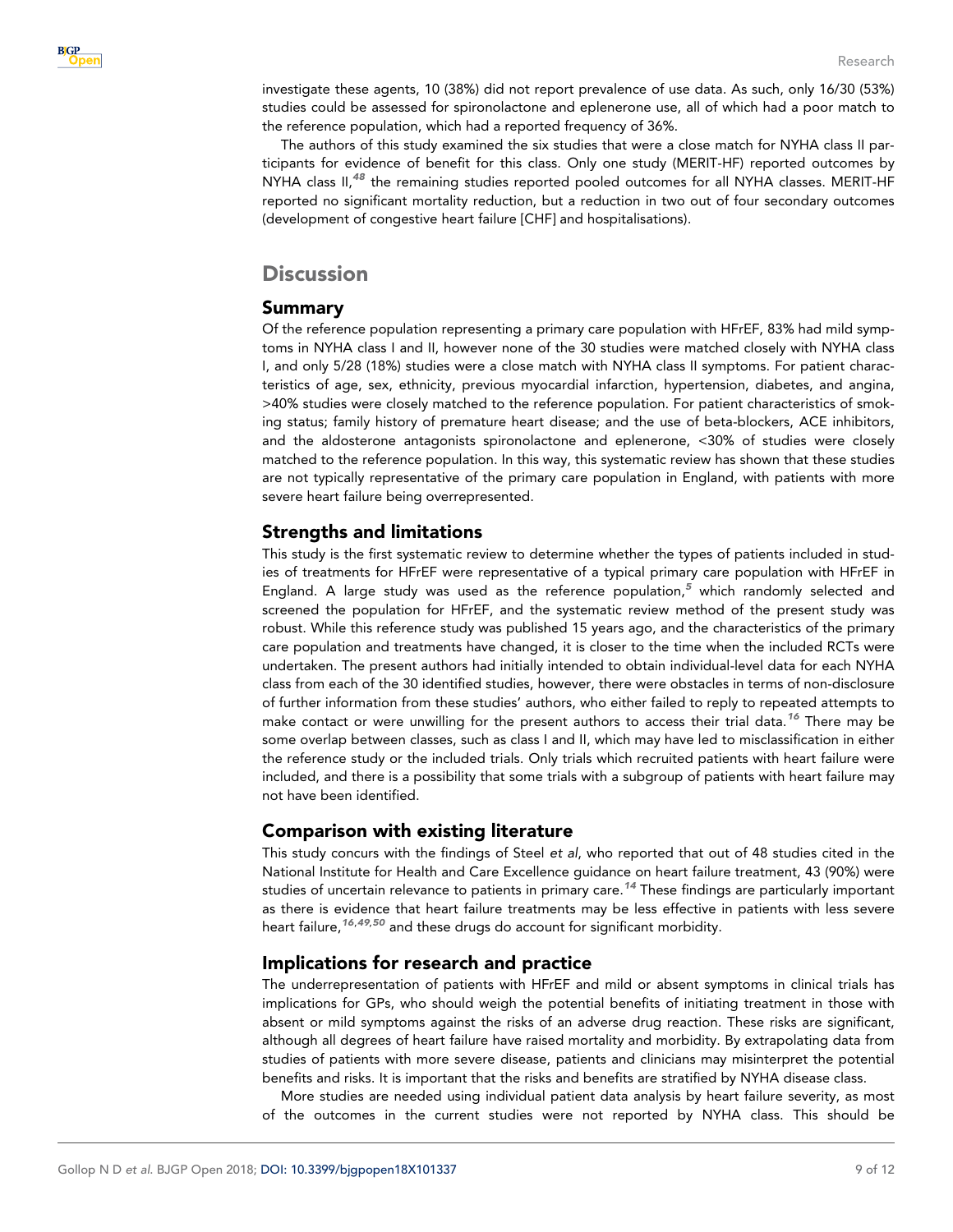investigate these agents, 10 (38%) did not report prevalence of use data. As such, only 16/30 (53%) studies could be assessed for spironolactone and eplenerone use, all of which had a poor match to the reference population, which had a reported frequency of 36%.

The authors of this study examined the six studies that were a close match for NYHA class II participants for evidence of benefit for this class. Only one study (MERIT-HF) reported outcomes by NYHA class II,[48] the remaining studies reported pooled outcomes for all NYHA classes. MERIT-HF reported no significant mortality reduction, but a reduction in two out of four secondary outcomes (development of congestive heart failure [CHF] and hospitalisations).

## Discussion

### Summary

Of the reference population representing a primary care population with HFrEF, 83% had mild symptoms in NYHA class I and II, however none of the 30 studies were matched closely with NYHA class I, and only 5/28 (18%) studies were a close match with NYHA class II symptoms. For patient characteristics of age, sex, ethnicity, previous myocardial infarction, hypertension, diabetes, and angina, >40% studies were closely matched to the reference population. For patient characteristics of smoking status; family history of premature heart disease; and the use of beta-blockers, ACE inhibitors, and the aldosterone antagonists spironolactone and eplenerone, <30% of studies were closely matched to the reference population. In this way, this systematic review has shown that these studies are not typically representative of the primary care population in England, with patients with more severe heart failure being overrepresented.

### Strengths and limitations

This study is the first systematic review to determine whether the types of patients included in studies of treatments for HFrEF were representative of a typical primary care population with HFrEF in England. A large study was used as the reference population,[5] which randomly selected and screened the population for HFrEF, and the systematic review method of the present study was robust. While this reference study was published 15 years ago, and the characteristics of the primary care population and treatments have changed, it is closer to the time when the included RCTs were undertaken. The present authors had initially intended to obtain individual-level data for each NYHA class from each of the 30 identified studies, however, there were obstacles in terms of non-disclosure of further information from these studies' authors, who either failed to reply to repeated attempts to make contact or were unwilling for the present authors to access their trial data.[16] There may be some overlap between classes, such as class I and II, which may have led to misclassification in either the reference study or the included trials. Only trials which recruited patients with heart failure were included, and there is a possibility that some trials with a subgroup of patients with heart failure may not have been identified.

### Comparison with existing literature

This study concurs with the findings of Steel *et al*, who reported that out of 48 studies cited in the National Institute for Health and Care Excellence guidance on heart failure treatment, 43 (90%) were studies of uncertain relevance to patients in primary care.[14] These findings are particularly important as there is evidence that heart failure treatments may be less effective in patients with less severe heart failure,[16,49,50] and these drugs do account for significant morbidity.

### Implications for research and practice

The underrepresentation of patients with HFrEF and mild or absent symptoms in clinical trials has implications for GPs, who should weigh the potential benefits of initiating treatment in those with absent or mild symptoms against the risks of an adverse drug reaction. These risks are significant, although all degrees of heart failure have raised mortality and morbidity. By extrapolating data from studies of patients with more severe disease, patients and clinicians may misinterpret the potential benefits and risks. It is important that the risks and benefits are stratified by NYHA disease class.

More studies are needed using individual patient data analysis by heart failure severity, as most of the outcomes in the current studies were not reported by NYHA class. This should be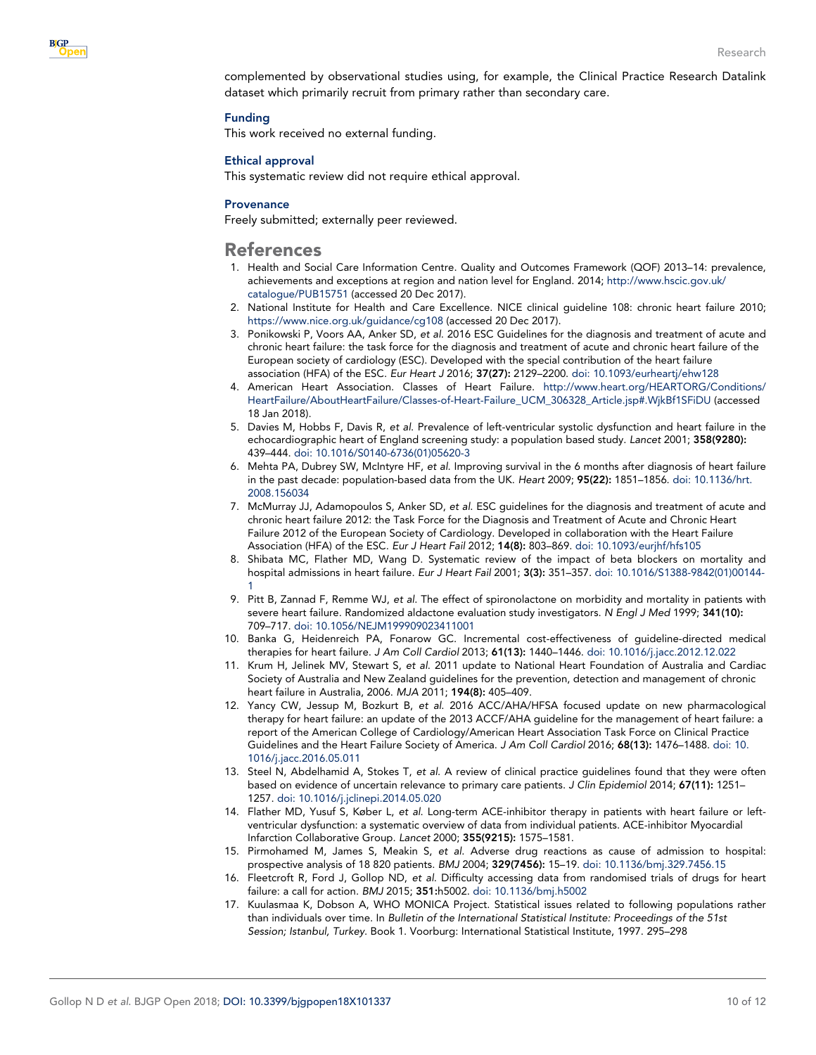complemented by observational studies using, for example, the Clinical Practice Research Datalink dataset which primarily recruit from primary rather than secondary care.

### Funding

This work received no external funding.

### Ethical approval

This systematic review did not require ethical approval.

### Provenance

Freely submitted; externally peer reviewed.

## References

1. Health and Social Care Information Centre. Quality and Outcomes Framework (QOF) 2013–14: prevalence, achievements and exceptions at region and nation level for England. 2014; http://www.hscic.gov.uk/catalogue/PUB15751 (accessed 20 Dec 2017).
2. National Institute for Health and Care Excellence. NICE clinical guideline 108: chronic heart failure 2010; https://www.nice.org.uk/guidance/cg108 (accessed 20 Dec 2017).
3. Ponikowski P, Voors AA, Anker SD, *et al*. 2016 ESC Guidelines for the diagnosis and treatment of acute and chronic heart failure: the task force for the diagnosis and treatment of acute and chronic heart failure of the European society of cardiology (ESC). Developed with the special contribution of the heart failure association (HFA) of the ESC. *Eur Heart J* 2016; **37(27):** 2129–2200. doi: 10.1093/eurheartj/ehw128
4. American Heart Association. Classes of Heart Failure. http://www.heart.org/HEARTORG/Conditions/HeartFailure/AboutHeartFailure/Classes-of-Heart-Failure_UCM_306328_Article.jsp#.WjkBf1SFiDU (accessed 18 Jan 2018).
5. Davies M, Hobbs F, Davis R, *et al*. Prevalence of left-ventricular systolic dysfunction and heart failure in the echocardiographic heart of England screening study: a population based study. *Lancet* 2001; **358(9280):** 439–444. doi: 10.1016/S0140-6736(01)05620-3
6. Mehta PA, Dubrey SW, McIntyre HF, *et al*. Improving survival in the 6 months after diagnosis of heart failure in the past decade: population-based data from the UK. *Heart* 2009; **95(22):** 1851–1856. doi: 10.1136/hrt.2008.156034
7. McMurray JJ, Adamopoulos S, Anker SD, *et al*. ESC guidelines for the diagnosis and treatment of acute and chronic heart failure 2012: the Task Force for the Diagnosis and Treatment of Acute and Chronic Heart Failure 2012 of the European Society of Cardiology. Developed in collaboration with the Heart Failure Association (HFA) of the ESC. *Eur J Heart Fail* 2012; **14(8):** 803–869. doi: 10.1093/eurjhf/hfs105
8. Shibata MC, Flather MD, Wang D. Systematic review of the impact of beta blockers on mortality and hospital admissions in heart failure. *Eur J Heart Fail* 2001; **3(3):** 351–357. doi: 10.1016/S1388-9842(01)00144-1
9. Pitt B, Zannad F, Remme WJ, *et al*. The effect of spironolactone on morbidity and mortality in patients with severe heart failure. Randomized aldactone evaluation study investigators. *N Engl J Med* 1999; **341(10):** 709–717. doi: 10.1056/NEJM199909023411001
10. Banka G, Heidenreich PA, Fonarow GC. Incremental cost-effectiveness of guideline-directed medical therapies for heart failure. *J Am Coll Cardiol* 2013; **61(13):** 1440–1446. doi: 10.1016/j.jacc.2012.12.022
11. Krum H, Jelinek MV, Stewart S, *et al*. 2011 update to National Heart Foundation of Australia and Cardiac Society of Australia and New Zealand guidelines for the prevention, detection and management of chronic heart failure in Australia, 2006. *MJA* 2011; **194(8):** 405–409.
12. Yancy CW, Jessup M, Bozkurt B, *et al*. 2016 ACC/AHA/HFSA focused update on new pharmacological therapy for heart failure: an update of the 2013 ACCF/AHA guideline for the management of heart failure: a report of the American College of Cardiology/American Heart Association Task Force on Clinical Practice Guidelines and the Heart Failure Society of America. *J Am Coll Cardiol* 2016; **68(13):** 1476–1488. doi: 10.1016/j.jacc.2016.05.011
13. Steel N, Abdelhamid A, Stokes T, *et al*. A review of clinical practice guidelines found that they were often based on evidence of uncertain relevance to primary care patients. *J Clin Epidemiol* 2014; **67(11):** 1251–1257. doi: 10.1016/j.jclinepi.2014.05.020
14. Flather MD, Yusuf S, Køber L, *et al*. Long-term ACE-inhibitor therapy in patients with heart failure or left-ventricular dysfunction: a systematic overview of data from individual patients. ACE-inhibitor Myocardial Infarction Collaborative Group. *Lancet* 2000; **355(9215):** 1575–1581.
15. Pirmohamed M, James S, Meakin S, *et al*. Adverse drug reactions as cause of admission to hospital: prospective analysis of 18 820 patients. *BMJ* 2004; **329(7456):** 15–19. doi: 10.1136/bmj.329.7456.15
16. Fleetcroft R, Ford J, Gollop ND, *et al*. Difficulty accessing data from randomised trials of drugs for heart failure: a call for action. *BMJ* 2015; **351:**h5002. doi: 10.1136/bmj.h5002
17. Kuulasmaa K, Dobson A, WHO MONICA Project. Statistical issues related to following populations rather than individuals over time. In *Bulletin of the International Statistical Institute: Proceedings of the 51st Session; Istanbul, Turkey*. Book 1. Voorburg: International Statistical Institute, 1997. 295–298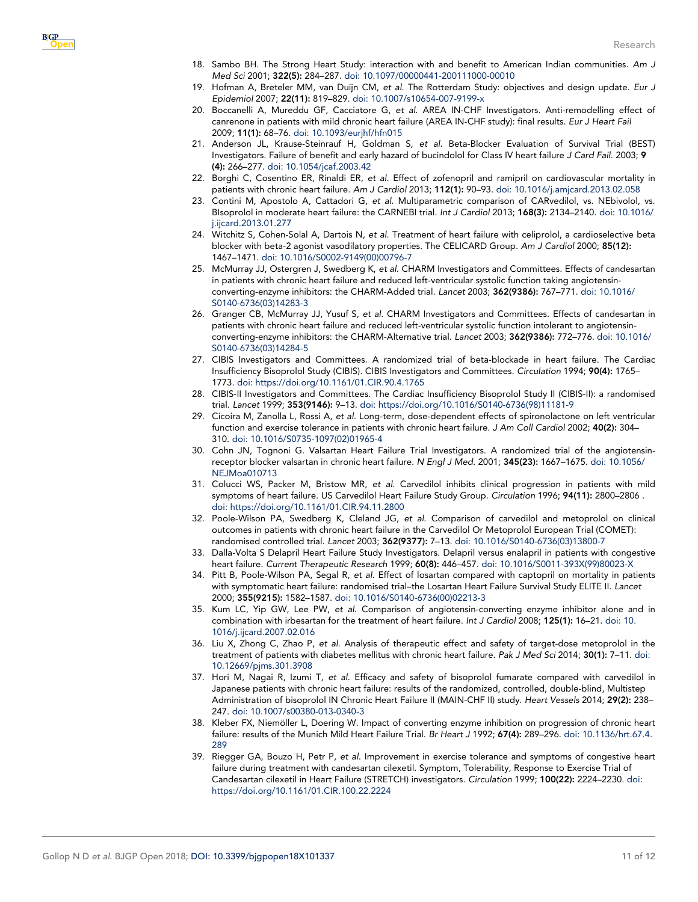18. Sambo BH. The Strong Heart Study: interaction with and benefit to American Indian communities. *Am J Med Sci* 2001; **322(5):** 284–287. doi: 10.1097/00000441-200111000-00010
19. Hofman A, Breteler MM, van Duijn CM, *et al*. The Rotterdam Study: objectives and design update. *Eur J Epidemiol* 2007; **22(11):** 819–829. doi: 10.1007/s10654-007-9199-x
20. Boccanelli A, Mureddu GF, Cacciatore G, *et al*. AREA IN-CHF Investigators. Anti-remodelling effect of canrenone in patients with mild chronic heart failure (AREA IN-CHF study): final results. *Eur J Heart Fail* 2009; **11(1):** 68–76. doi: 10.1093/eurjhf/hfn015
21. Anderson JL, Krause-Steinrauf H, Goldman S, *et al*. Beta-Blocker Evaluation of Survival Trial (BEST) Investigators. Failure of benefit and early hazard of bucindolol for Class IV heart failure *J Card Fail*. 2003; **9 (4):** 266–277. doi: 10.1054/jcaf.2003.42
22. Borghi C, Cosentino ER, Rinaldi ER, *et al*. Effect of zofenopril and ramipril on cardiovascular mortality in patients with chronic heart failure. *Am J Cardiol* 2013; **112(1):** 90–93. doi: 10.1016/j.amjcard.2013.02.058
23. Contini M, Apostolo A, Cattadori G, *et al*. Multiparametric comparison of CARvedilol, vs. NEbivolol, vs. BIsoprolol in moderate heart failure: the CARNEBI trial. *Int J Cardiol* 2013; **168(3):** 2134–2140. doi: 10.1016/j.ijcard.2013.01.277
24. Witchitz S, Cohen-Solal A, Dartois N, *et al*. Treatment of heart failure with celiprolol, a cardioselective beta blocker with beta-2 agonist vasodilatory properties. The CELICARD Group. *Am J Cardiol* 2000; **85(12):** 1467–1471. doi: 10.1016/S0002-9149(00)00796-7
25. McMurray JJ, Ostergren J, Swedberg K, *et al*. CHARM Investigators and Committees. Effects of candesartan in patients with chronic heart failure and reduced left-ventricular systolic function taking angiotensin-converting-enzyme inhibitors: the CHARM-Added trial. *Lancet* 2003; **362(9386):** 767–771. doi: 10.1016/S0140-6736(03)14283-3
26. Granger CB, McMurray JJ, Yusuf S, *et al*. CHARM Investigators and Committees. Effects of candesartan in patients with chronic heart failure and reduced left-ventricular systolic function intolerant to angiotensin-converting-enzyme inhibitors: the CHARM-Alternative trial. *Lancet* 2003; **362(9386):** 772–776. doi: 10.1016/S0140-6736(03)14284-5
27. CIBIS Investigators and Committees. A randomized trial of beta-blockade in heart failure. The Cardiac Insufficiency Bisoprolol Study (CIBIS). CIBIS Investigators and Committees. *Circulation* 1994; **90(4):** 1765–1773. doi: https://doi.org/10.1161/01.CIR.90.4.1765
28. CIBIS-II Investigators and Committees. The Cardiac Insufficiency Bisoprolol Study II (CIBIS-II): a randomised trial. *Lancet* 1999; **353(9146):** 9–13. doi: https://doi.org/10.1016/S0140-6736(98)11181-9
29. Cicoira M, Zanolla L, Rossi A, *et al*. Long-term, dose-dependent effects of spironolactone on left ventricular function and exercise tolerance in patients with chronic heart failure. *J Am Coll Cardiol* 2002; **40(2):** 304–310. doi: 10.1016/S0735-1097(02)01965-4
30. Cohn JN, Tognoni G. Valsartan Heart Failure Trial Investigators. A randomized trial of the angiotensin-receptor blocker valsartan in chronic heart failure. *N Engl J Med*. 2001; **345(23):** 1667–1675. doi: 10.1056/NEJMoa010713
31. Colucci WS, Packer M, Bristow MR, *et al*. Carvedilol inhibits clinical progression in patients with mild symptoms of heart failure. US Carvedilol Heart Failure Study Group. *Circulation* 1996; **94(11):** 2800–2806 . doi: https://doi.org/10.1161/01.CIR.94.11.2800
32. Poole-Wilson PA, Swedberg K, Cleland JG, *et al*. Comparison of carvedilol and metoprolol on clinical outcomes in patients with chronic heart failure in the Carvedilol Or Metoprolol European Trial (COMET): randomised controlled trial. *Lancet* 2003; **362(9377):** 7–13. doi: 10.1016/S0140-6736(03)13800-7
33. Dalla-Volta S Delapril Heart Failure Study Investigators. Delapril versus enalapril in patients with congestive heart failure. *Current Therapeutic Research* 1999; **60(8):** 446–457. doi: 10.1016/S0011-393X(99)80023-X
34. Pitt B, Poole-Wilson PA, Segal R, *et al*. Effect of losartan compared with captopril on mortality in patients with symptomatic heart failure: randomised trial–the Losartan Heart Failure Survival Study ELITE II. *Lancet* 2000; **355(9215):** 1582–1587. doi: 10.1016/S0140-6736(00)02213-3
35. Kum LC, Yip GW, Lee PW, *et al*. Comparison of angiotensin-converting enzyme inhibitor alone and in combination with irbesartan for the treatment of heart failure. *Int J Cardiol* 2008; **125(1):** 16–21. doi: 10.1016/j.ijcard.2007.02.016
36. Liu X, Zhong C, Zhao P, *et al*. Analysis of therapeutic effect and safety of target-dose metoprolol in the treatment of patients with diabetes mellitus with chronic heart failure. *Pak J Med Sci* 2014; **30(1):** 7–11. doi: 10.12669/pjms.301.3908
37. Hori M, Nagai R, Izumi T, *et al*. Efficacy and safety of bisoprolol fumarate compared with carvedilol in Japanese patients with chronic heart failure: results of the randomized, controlled, double-blind, Multistep Administration of bisoprolol IN Chronic Heart Failure II (MAIN-CHF II) study. *Heart Vessels* 2014; **29(2):** 238–247. doi: 10.1007/s00380-013-0340-3
38. Kleber FX, Niemöller L, Doering W. Impact of converting enzyme inhibition on progression of chronic heart failure: results of the Munich Mild Heart Failure Trial. *Br Heart J* 1992; **67(4):** 289–296. doi: 10.1136/hrt.67.4.289
39. Riegger GA, Bouzo H, Petr P, *et al*. Improvement in exercise tolerance and symptoms of congestive heart failure during treatment with candesartan cilexetil. Symptom, Tolerability, Response to Exercise Trial of Candesartan cilexetil in Heart Failure (STRETCH) investigators. *Circulation* 1999; **100(22):** 2224–2230. doi: https://doi.org/10.1161/01.CIR.100.22.2224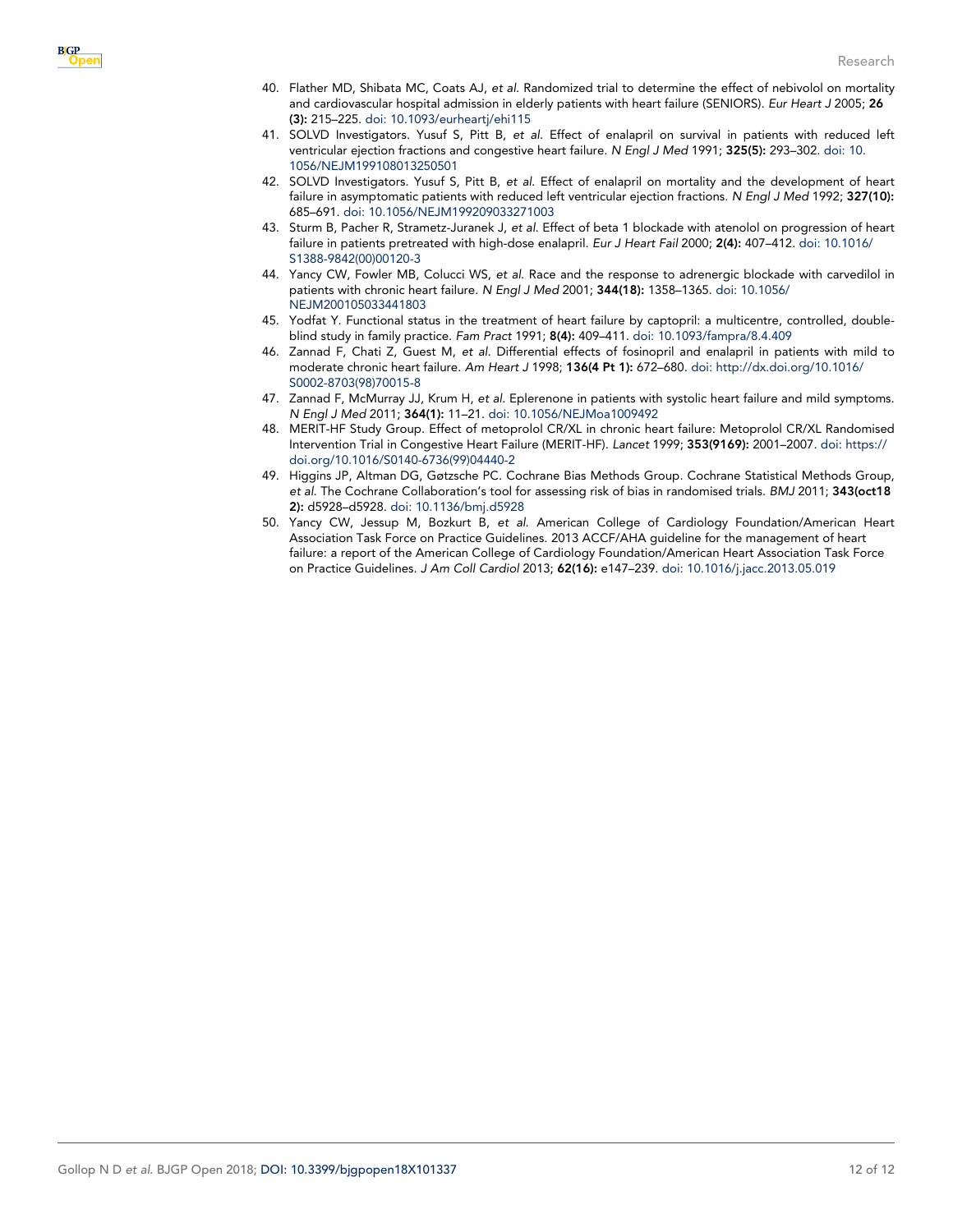40. Flather MD, Shibata MC, Coats AJ, *et al*. Randomized trial to determine the effect of nebivolol on mortality and cardiovascular hospital admission in elderly patients with heart failure (SENIORS). *Eur Heart J* 2005; **26 (3):** 215–225. doi: 10.1093/eurheartj/ehi115
41. SOLVD Investigators. Yusuf S, Pitt B, *et al*. Effect of enalapril on survival in patients with reduced left ventricular ejection fractions and congestive heart failure. *N Engl J Med* 1991; **325(5):** 293–302. doi: 10.1056/NEJM199108013250501
42. SOLVD Investigators. Yusuf S, Pitt B, *et al*. Effect of enalapril on mortality and the development of heart failure in asymptomatic patients with reduced left ventricular ejection fractions. *N Engl J Med* 1992; **327(10):** 685–691. doi: 10.1056/NEJM199209033271003
43. Sturm B, Pacher R, Strametz-Juranek J, *et al*. Effect of beta 1 blockade with atenolol on progression of heart failure in patients pretreated with high-dose enalapril. *Eur J Heart Fail* 2000; **2(4):** 407–412. doi: 10.1016/S1388-9842(00)00120-3
44. Yancy CW, Fowler MB, Colucci WS, *et al*. Race and the response to adrenergic blockade with carvedilol in patients with chronic heart failure. *N Engl J Med* 2001; **344(18):** 1358–1365. doi: 10.1056/NEJM200105033441803
45. Yodfat Y. Functional status in the treatment of heart failure by captopril: a multicentre, controlled, double-blind study in family practice. *Fam Pract* 1991; **8(4):** 409–411. doi: 10.1093/fampra/8.4.409
46. Zannad F, Chati Z, Guest M, *et al*. Differential effects of fosinopril and enalapril in patients with mild to moderate chronic heart failure. *Am Heart J* 1998; **136(4 Pt 1):** 672–680. doi: http://dx.doi.org/10.1016/S0002-8703(98)70015-8
47. Zannad F, McMurray JJ, Krum H, *et al*. Eplerenone in patients with systolic heart failure and mild symptoms. *N Engl J Med* 2011; **364(1):** 11–21. doi: 10.1056/NEJMoa1009492
48. MERIT-HF Study Group. Effect of metoprolol CR/XL in chronic heart failure: Metoprolol CR/XL Randomised Intervention Trial in Congestive Heart Failure (MERIT-HF). *Lancet* 1999; **353(9169):** 2001–2007. doi: https://doi.org/10.1016/S0140-6736(99)04440-2
49. Higgins JP, Altman DG, Gøtzsche PC. Cochrane Bias Methods Group. Cochrane Statistical Methods Group, *et al*. The Cochrane Collaboration's tool for assessing risk of bias in randomised trials. *BMJ* 2011; **343(oct18 2):** d5928–d5928. doi: 10.1136/bmj.d5928
50. Yancy CW, Jessup M, Bozkurt B, *et al*. American College of Cardiology Foundation/American Heart Association Task Force on Practice Guidelines. 2013 ACCF/AHA guideline for the management of heart failure: a report of the American College of Cardiology Foundation/American Heart Association Task Force on Practice Guidelines. *J Am Coll Cardiol* 2013; **62(16):** e147–239. doi: 10.1016/j.jacc.2013.05.019